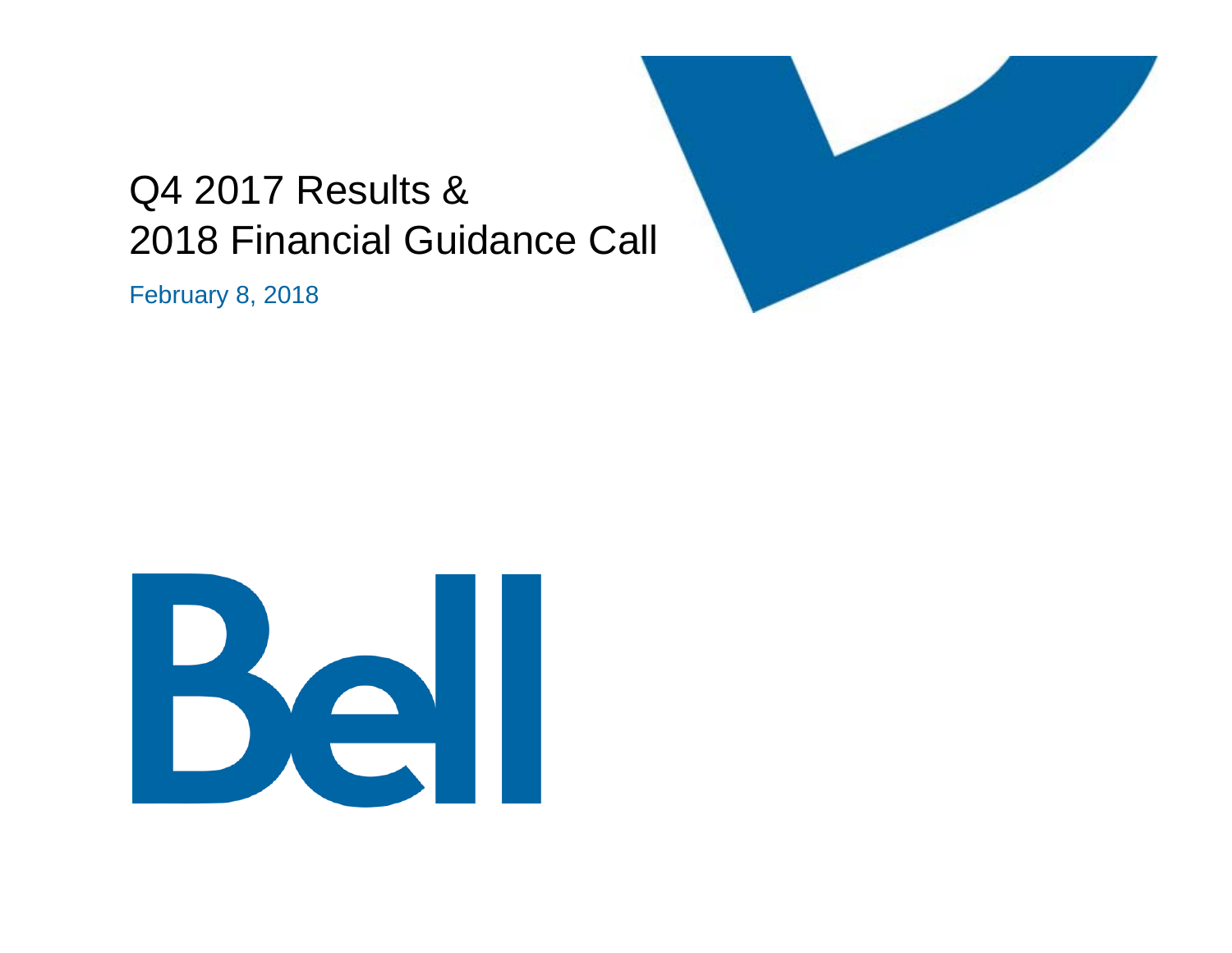# Q4 2017 Results & 2018 Financial Guidance Call

February 8, 2018

Bell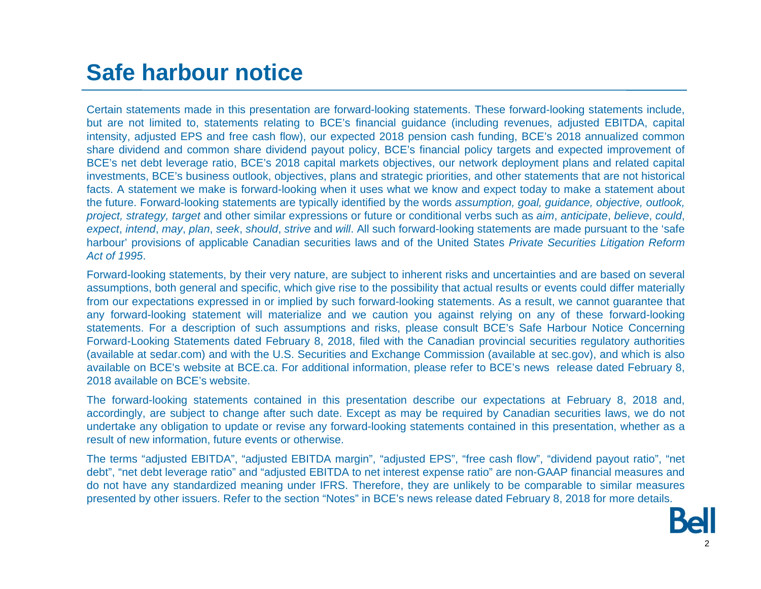# Safe harbour notice

Certain statements made in this presentation are forward-looking statements. These forward-looking statements include, but are not limited to, statements relating to BCE's financial guidance (including revenues, adjusted EBITDA, capital intensity, adjusted EPS and free cash flow), our expected 2018 pension cash funding, BCE's 2018 annualized common share dividend and common share dividend payout policy, BCE's financial policy targets and expected improvement of BCE's net debt leverage ratio, BCE's 2018 capital markets objectives, our network deployment plans and related capital investments, BCE's business outlook, objectives, plans and strategic priorities, and other statements that are not historical facts. A statement we make is forward-looking when it uses what we know and expect today to make a statement about the future. Forward-looking statements are typically identified by the words *assumption, goal, guidance, objective, outlook, project, strategy, target* and other similar expressions or future or conditional verbs such as *aim*, *anticipate*, *believe*, *could*, *expect*, *intend*, *may*, *plan*, *seek*, *should*, *strive* and *will*. All such forward-looking statements are made pursuant to the 'safe harbour' provisions of applicable Canadian securities laws and of the United States *Private Securities Litigation Reform Act of 1995*.

Forward-looking statements, by their very nature, are subject to inherent risks and uncertainties and are based on several assumptions, both general and specific, which give rise to the possibility that actual results or events could differ materially from our expectations expressed in or implied by such forward-looking statements. As a result, we cannot guarantee that any forward-looking statement will materialize and we caution you against relying on any of these forward-looking statements. For a description of such assumptions and risks, please consult BCE's Safe Harbour Notice Concerning Forward-Looking Statements dated February 8, 2018, filed with the Canadian provincial securities regulatory authorities (available at sedar.com) and with the U.S. Securities and Exchange Commission (available at sec.gov), and which is also available on BCE's website at BCE.ca. For additional information, please refer to BCE's news release dated February 8, 2018 available on BCE's website.

The forward-looking statements contained in this presentation describe our expectations at February 8, 2018 and, accordingly, are subject to change after such date. Except as may be required by Canadian securities laws, we do not undertake any obligation to update or revise any forward-looking statements contained in this presentation, whether as a result of new information, future events or otherwise.

The terms "adjusted EBITDA", "adjusted EBITDA margin", "adjusted EPS", "free cash flow", "dividend payout ratio", "net debt", "net debt leverage ratio" and "adjusted EBITDA to net interest expense ratio" are non-GAAP financial measures and do not have any standardized meaning under IFRS. Therefore, they are unlikely to be comparable to similar measures presented by other issuers. Refer to the section "Notes" in BCE's news release dated February 8, 2018 for more details.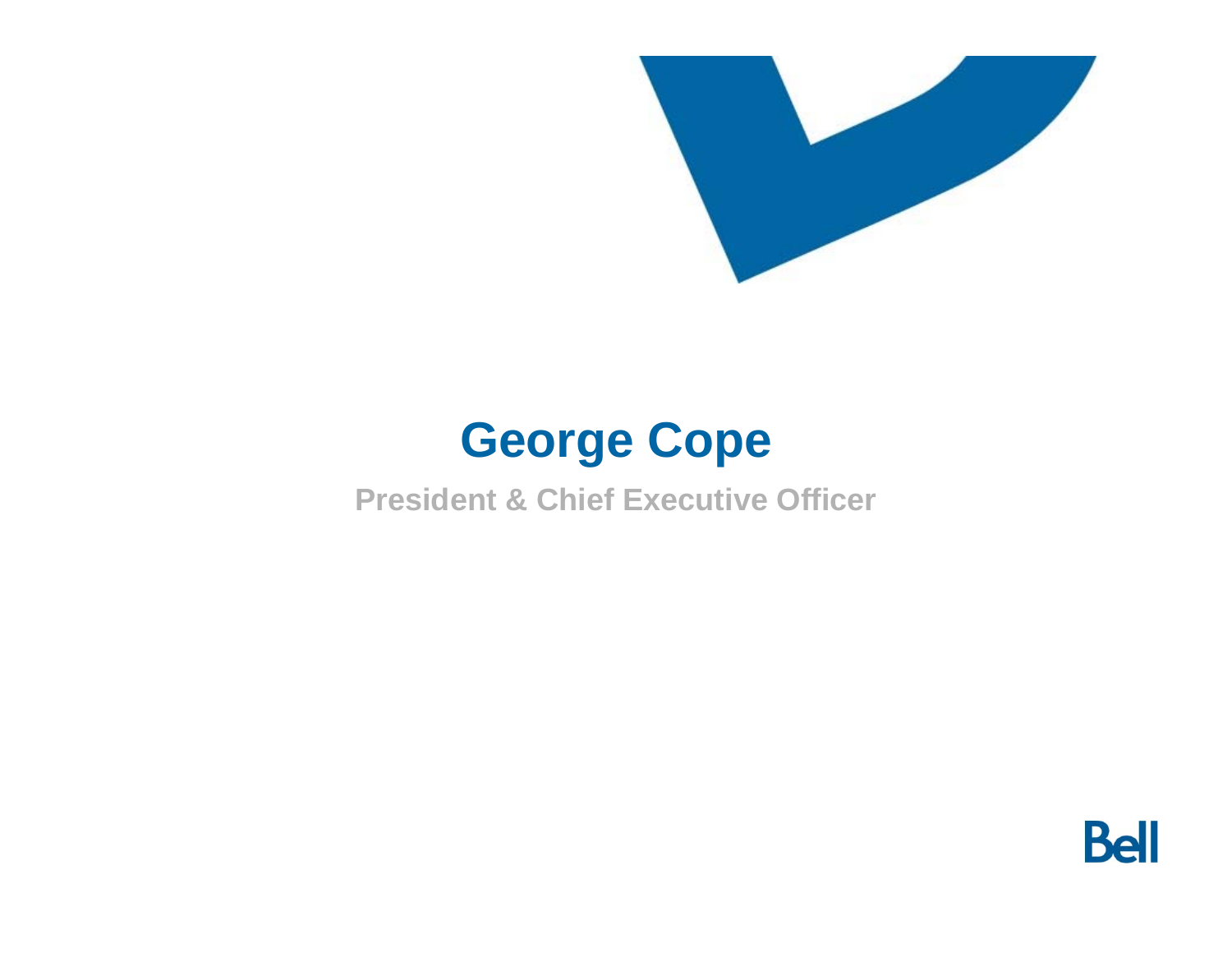# George Cope

**President & Chief Executive Officer**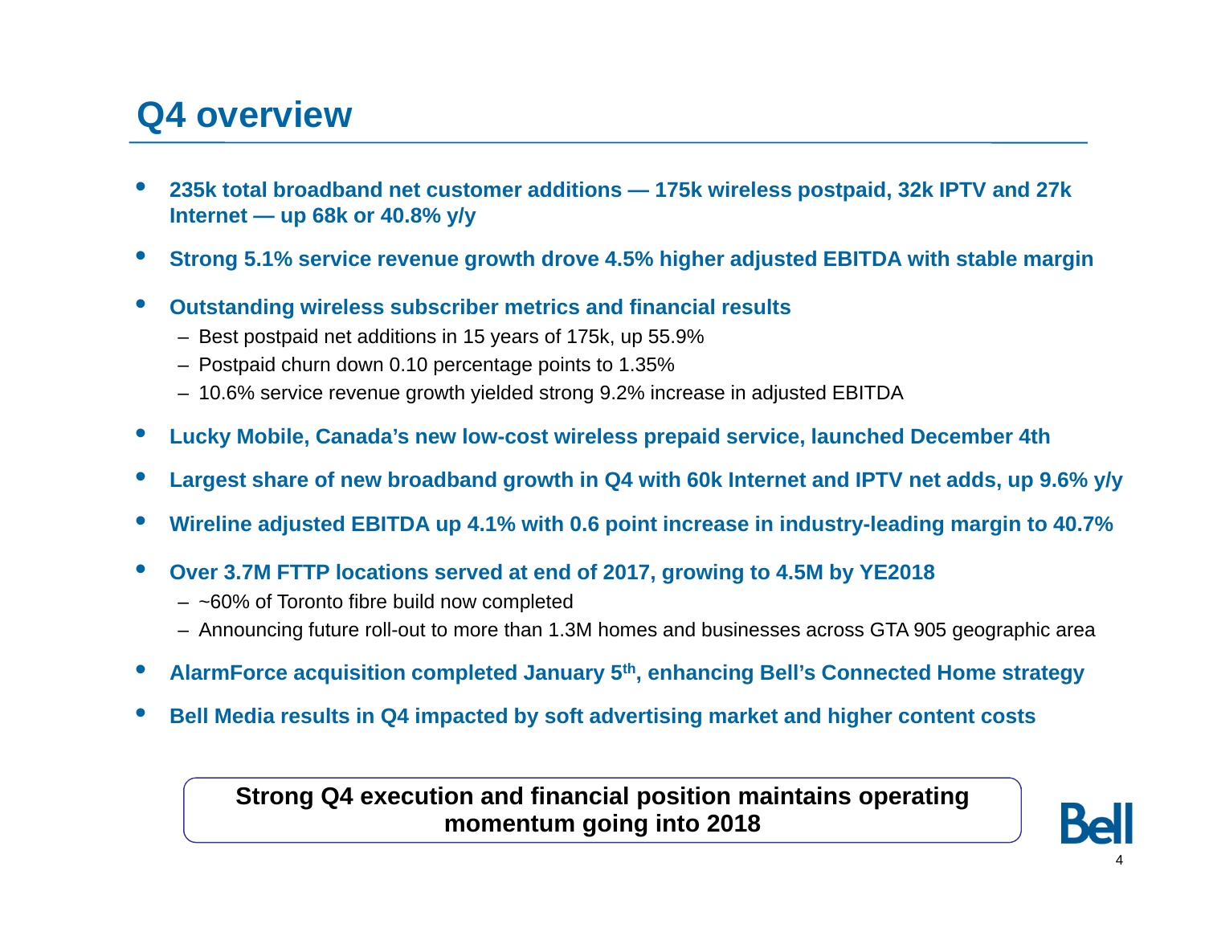# Q4 overview

- **235k total broadband net customer additions — 175k wireless postpaid, 32k IPTV and 27k Internet — up 68k or 40.8% y/y**
- **Strong 5.1% service revenue growth drove 4.5% higher adjusted EBITDA with stable margin**
- **Outstanding wireless subscriber metrics and financial results**
  - Best postpaid net additions in 15 years of 175k, up 55.9%
  - Postpaid churn down 0.10 percentage points to 1.35%
  - 10.6% service revenue growth yielded strong 9.2% increase in adjusted EBITDA
- **Lucky Mobile, Canada's new low-cost wireless prepaid service, launched December 4th**
- **Largest share of new broadband growth in Q4 with 60k Internet and IPTV net adds, up 9.6% y/y**
- **Wireline adjusted EBITDA up 4.1% with 0.6 point increase in industry-leading margin to 40.7%**
- **Over 3.7M FTTP locations served at end of 2017, growing to 4.5M by YE2018**
  - ~60% of Toronto fibre build now completed
  - Announcing future roll-out to more than 1.3M homes and businesses across GTA 905 geographic area
- **AlarmForce acquisition completed January 5th, enhancing Bell's Connected Home strategy**
- **Bell Media results in Q4 impacted by soft advertising market and higher content costs**

**Strong Q4 execution and financial position maintains operating momentum going into 2018**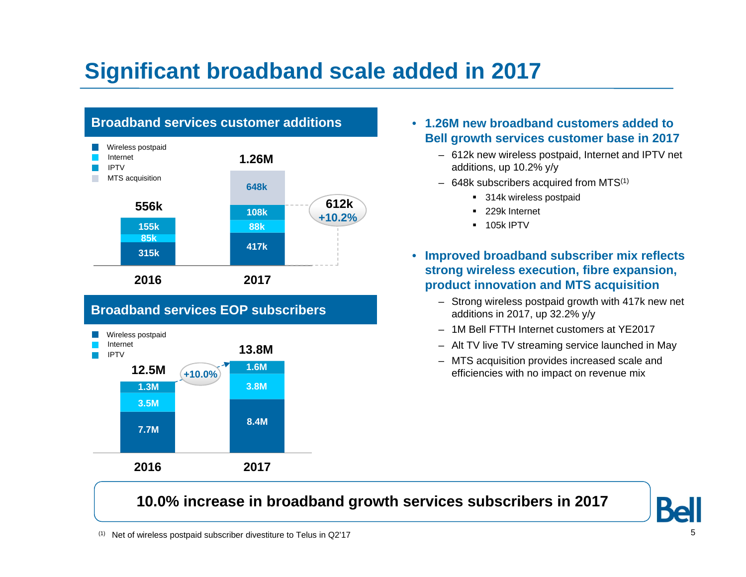# Significant broadband scale added in 2017

## Broadband services customer additions

| | 2016 | 2017 |
|---|---|---|
| Wireless postpaid | 315k | 417k |
| Internet | 85k | 88k |
| IPTV | 155k | 108k |
| MTS acquisition | | 648k |
| **Total** | **556k** | **1.26M** |

612k, +10.2%

## Broadband services EOP subscribers

| | 2016 | 2017 |
|---|---|---|
| Wireless postpaid | 7.7M | 8.4M |
| Internet | 3.5M | 3.8M |
| IPTV | 1.3M | 1.6M |
| **Total** | **12.5M** | **13.8M** |

+10.0%

- **1.26M new broadband customers added to Bell growth services customer base in 2017**
  - 612k new wireless postpaid, Internet and IPTV net additions, up 10.2% y/y
  - 648k subscribers acquired from MTS[1]
    - 314k wireless postpaid
    - 229k Internet
    - 105k IPTV
- **Improved broadband subscriber mix reflects strong wireless execution, fibre expansion, product innovation and MTS acquisition**
  - Strong wireless postpaid growth with 417k new net additions in 2017, up 32.2% y/y
  - 1M Bell FTTH Internet customers at YE2017
  - Alt TV live TV streaming service launched in May
  - MTS acquisition provides increased scale and efficiencies with no impact on revenue mix

**10.0% increase in broadband growth services subscribers in 2017**

(1) Net of wireless postpaid subscriber divestiture to Telus in Q2'17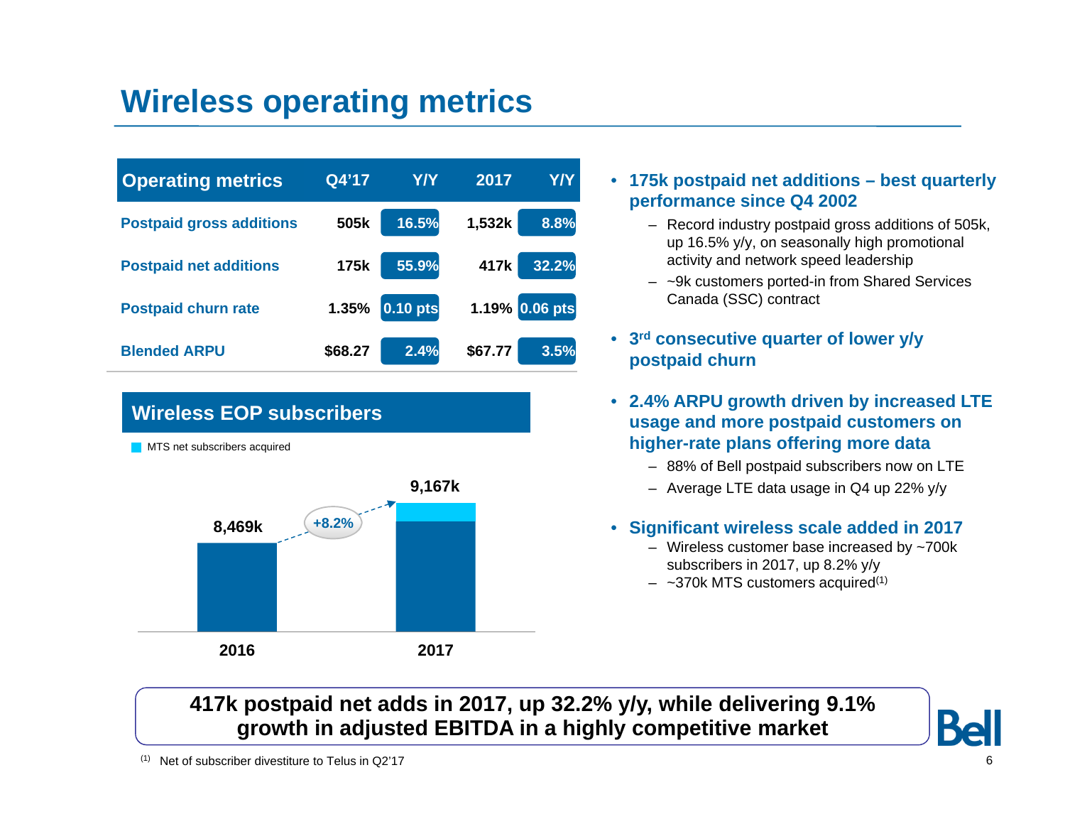# Wireless operating metrics

| Operating metrics | Q4'17 | Y/Y | 2017 | Y/Y |
|---|---|---|---|---|
| Postpaid gross additions | 505k | 16.5% | 1,532k | 8.8% |
| Postpaid net additions | 175k | 55.9% | 417k | 32.2% |
| Postpaid churn rate | 1.35% | 0.10 pts | 1.19% | 0.06 pts |
| Blended ARPU | $68.27 | 2.4% | $67.77 | 3.5% |

## Wireless EOP subscribers

MTS net subscribers acquired

| | 2016 | 2017 |
|---|---|---|
| Wireless EOP subscribers | 8,469k | 9,167k |

+8.2%

- **175k postpaid net additions – best quarterly performance since Q4 2002**
  - Record industry postpaid gross additions of 505k, up 16.5% y/y, on seasonally high promotional activity and network speed leadership
  - ~9k customers ported-in from Shared Services Canada (SSC) contract
- **3rd consecutive quarter of lower y/y postpaid churn**
- **2.4% ARPU growth driven by increased LTE usage and more postpaid customers on higher-rate plans offering more data**
  - 88% of Bell postpaid subscribers now on LTE
  - Average LTE data usage in Q4 up 22% y/y
- **Significant wireless scale added in 2017**
  - Wireless customer base increased by ~700k subscribers in 2017, up 8.2% y/y
  - ~370k MTS customers acquired[1]

**417k postpaid net adds in 2017, up 32.2% y/y, while delivering 9.1% growth in adjusted EBITDA in a highly competitive market**

[1] Net of subscriber divestiture to Telus in Q2'17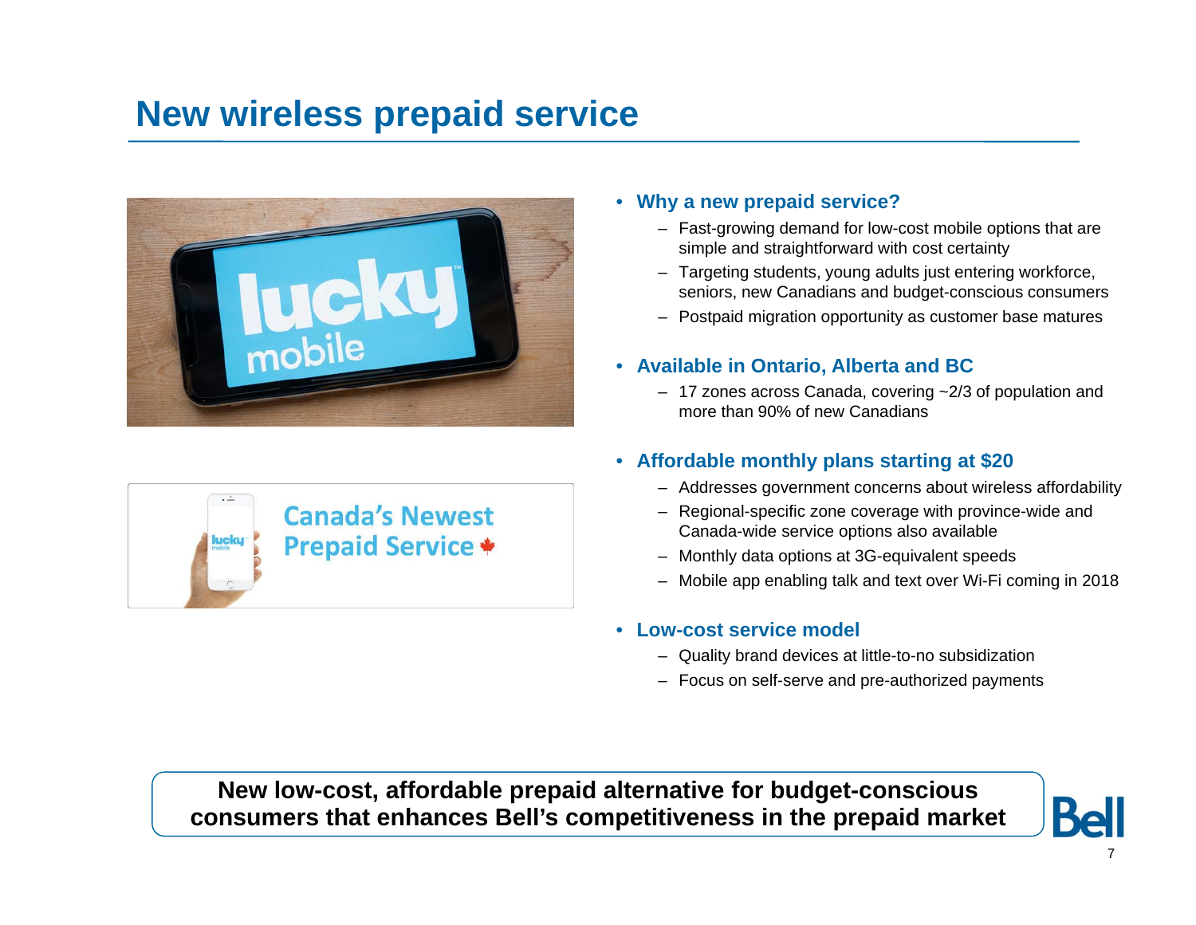# New wireless prepaid service

- **Why a new prepaid service?**
  - Fast-growing demand for low-cost mobile options that are simple and straightforward with cost certainty
  - Targeting students, young adults just entering workforce, seniors, new Canadians and budget-conscious consumers
  - Postpaid migration opportunity as customer base matures

- **Available in Ontario, Alberta and BC**
  - 17 zones across Canada, covering ~2/3 of population and more than 90% of new Canadians

- **Affordable monthly plans starting at $20**
  - Addresses government concerns about wireless affordability
  - Regional-specific zone coverage with province-wide and Canada-wide service options also available
  - Monthly data options at 3G-equivalent speeds
  - Mobile app enabling talk and text over Wi-Fi coming in 2018

- **Low-cost service model**
  - Quality brand devices at little-to-no subsidization
  - Focus on self-serve and pre-authorized payments

**New low-cost, affordable prepaid alternative for budget-conscious consumers that enhances Bell's competitiveness in the prepaid market**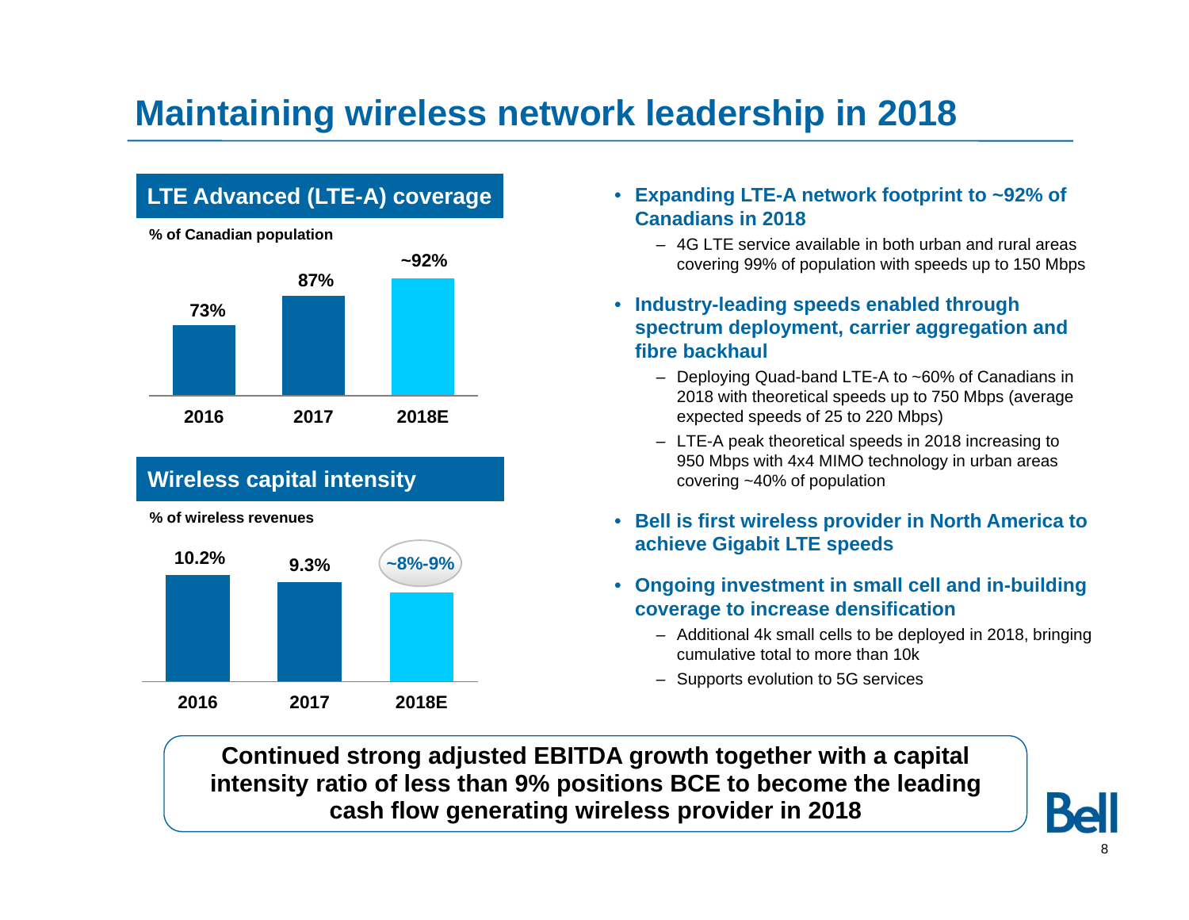# Maintaining wireless network leadership in 2018

## LTE Advanced (LTE-A) coverage

% of Canadian population

| 2016 | 2017 | 2018E |
|---|---|---|
| 73% | 87% | ~92% |

## Wireless capital intensity

% of wireless revenues

| 2016 | 2017 | 2018E |
|---|---|---|
| 10.2% | 9.3% | ~8%-9% |

- **Expanding LTE-A network footprint to ~92% of Canadians in 2018**
  - 4G LTE service available in both urban and rural areas covering 99% of population with speeds up to 150 Mbps
- **Industry-leading speeds enabled through spectrum deployment, carrier aggregation and fibre backhaul**
  - Deploying Quad-band LTE-A to ~60% of Canadians in 2018 with theoretical speeds up to 750 Mbps (average expected speeds of 25 to 220 Mbps)
  - LTE-A peak theoretical speeds in 2018 increasing to 950 Mbps with 4x4 MIMO technology in urban areas covering ~40% of population
- **Bell is first wireless provider in North America to achieve Gigabit LTE speeds**
- **Ongoing investment in small cell and in-building coverage to increase densification**
  - Additional 4k small cells to be deployed in 2018, bringing cumulative total to more than 10k
  - Supports evolution to 5G services

**Continued strong adjusted EBITDA growth together with a capital intensity ratio of less than 9% positions BCE to become the leading cash flow generating wireless provider in 2018**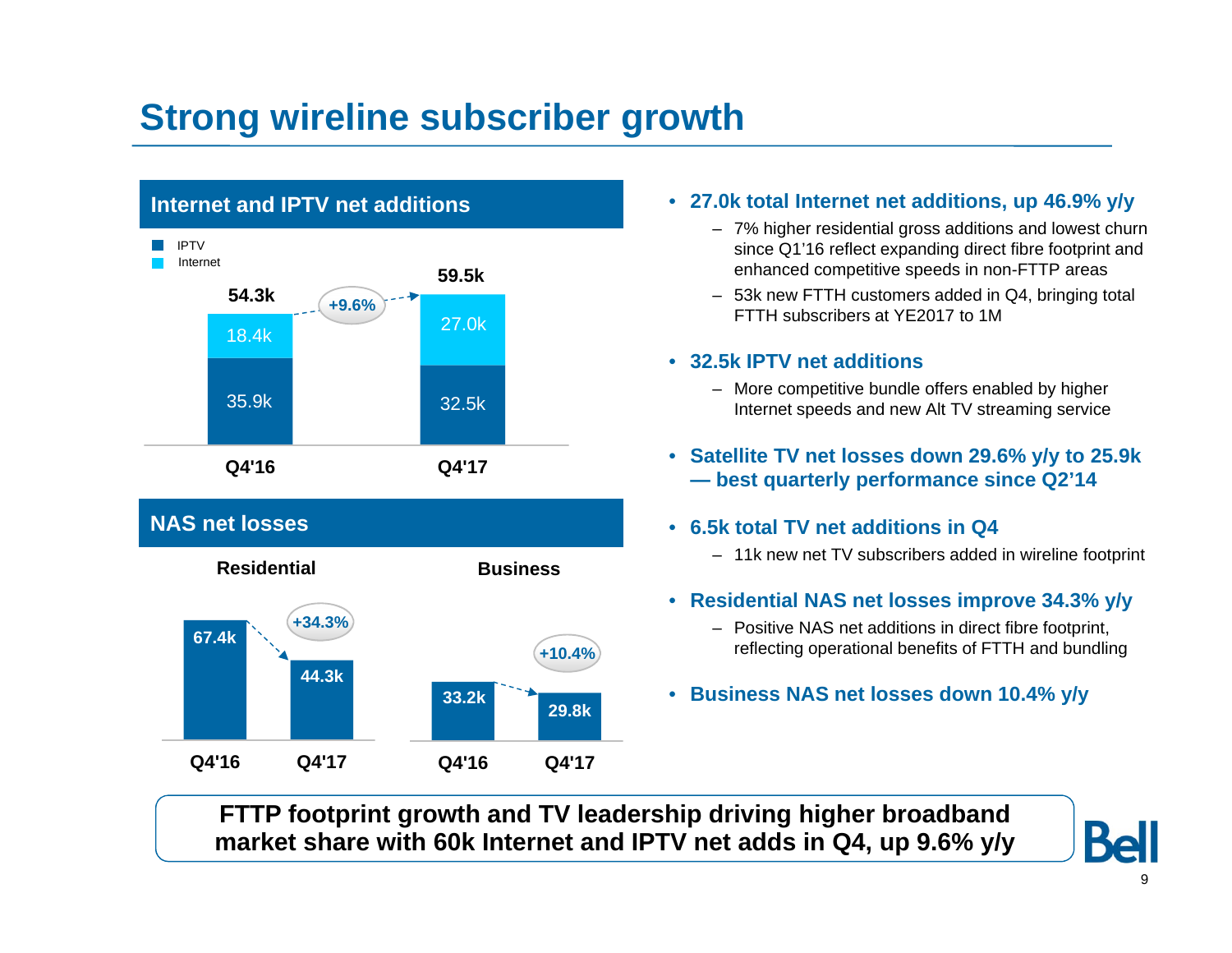# Strong wireline subscriber growth

## Internet and IPTV net additions

| | Q4'16 | Q4'17 |
|---|---|---|
| Internet | 18.4k | 27.0k |
| IPTV | 35.9k | 32.5k |
| Total | 54.3k | 59.5k |

+9.6%

## NAS net losses

**Residential**

| Q4'16 | Q4'17 |
|---|---|
| 67.4k | 44.3k |

+34.3%

**Business**

| Q4'16 | Q4'17 |
|---|---|
| 33.2k | 29.8k |

+10.4%

- **27.0k total Internet net additions, up 46.9% y/y**
  - 7% higher residential gross additions and lowest churn since Q1'16 reflect expanding direct fibre footprint and enhanced competitive speeds in non-FTTP areas
  - 53k new FTTH customers added in Q4, bringing total FTTH subscribers at YE2017 to 1M
- **32.5k IPTV net additions**
  - More competitive bundle offers enabled by higher Internet speeds and new Alt TV streaming service
- **Satellite TV net losses down 29.6% y/y to 25.9k — best quarterly performance since Q2'14**
- **6.5k total TV net additions in Q4**
  - 11k new net TV subscribers added in wireline footprint
- **Residential NAS net losses improve 34.3% y/y**
  - Positive NAS net additions in direct fibre footprint, reflecting operational benefits of FTTH and bundling
- **Business NAS net losses down 10.4% y/y**

**FTTP footprint growth and TV leadership driving higher broadband market share with 60k Internet and IPTV net adds in Q4, up 9.6% y/y**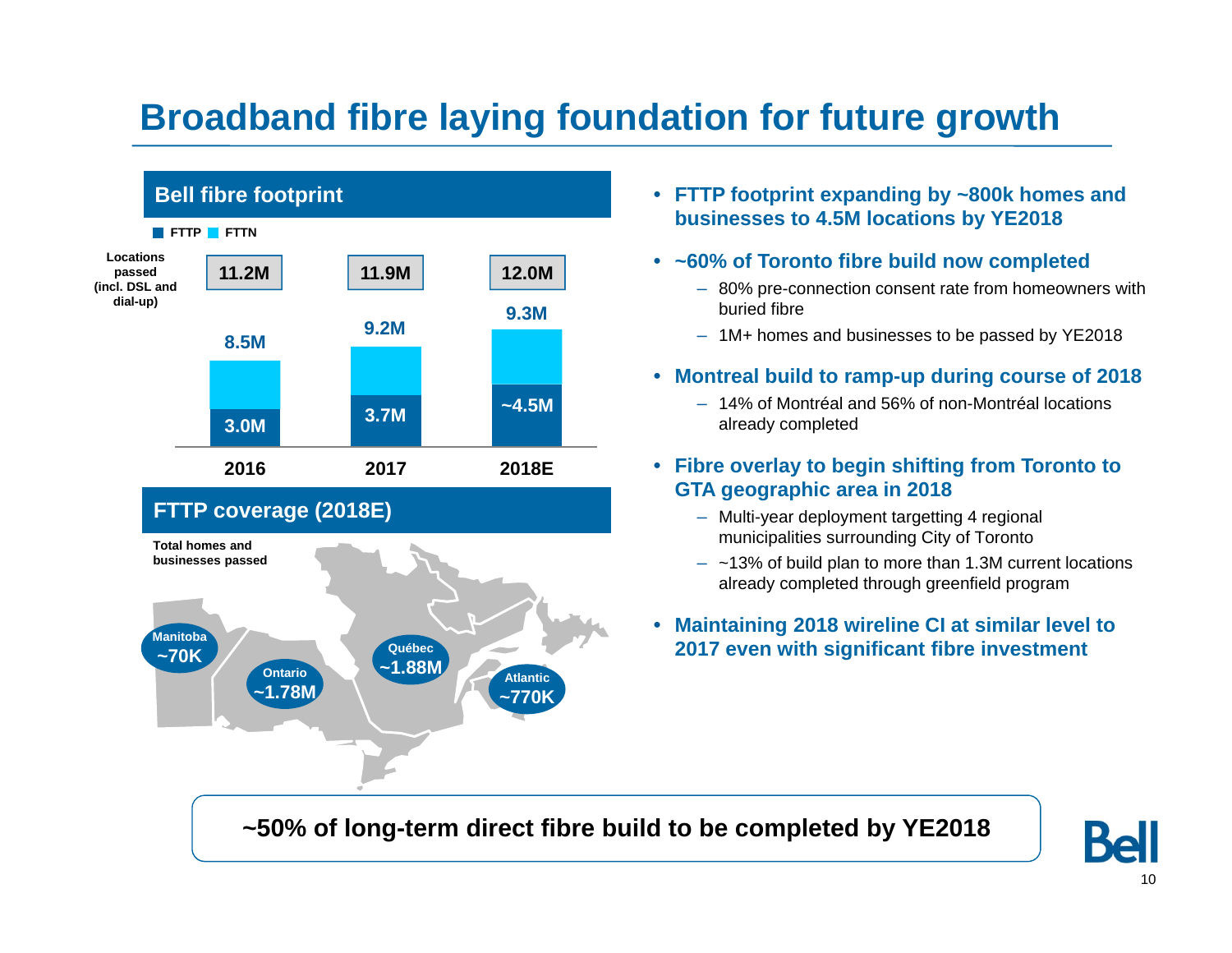# Broadband fibre laying foundation for future growth

## Bell fibre footprint

FTTP / FTTN

| | 2016 | 2017 | 2018E |
|---|---|---|---|
| Locations passed (incl. DSL and dial-up) | 11.2M | 11.9M | 12.0M |
| Total (FTTP + FTTN) | 8.5M | 9.2M | 9.3M |
| FTTP | 3.0M | 3.7M | ~4.5M |

## FTTP coverage (2018E)

Total homes and businesses passed

| Region | Homes and businesses passed |
|---|---|
| Manitoba | ~70K |
| Ontario | ~1.78M |
| Québec | ~1.88M |
| Atlantic | ~770K |

- **FTTP footprint expanding by ~800k homes and businesses to 4.5M locations by YE2018**
- **~60% of Toronto fibre build now completed**
  - 80% pre-connection consent rate from homeowners with buried fibre
  - 1M+ homes and businesses to be passed by YE2018
- **Montreal build to ramp-up during course of 2018**
  - 14% of Montréal and 56% of non-Montréal locations already completed
- **Fibre overlay to begin shifting from Toronto to GTA geographic area in 2018**
  - Multi-year deployment targetting 4 regional municipalities surrounding City of Toronto
  - ~13% of build plan to more than 1.3M current locations already completed through greenfield program
- **Maintaining 2018 wireline CI at similar level to 2017 even with significant fibre investment**

**~50% of long-term direct fibre build to be completed by YE2018**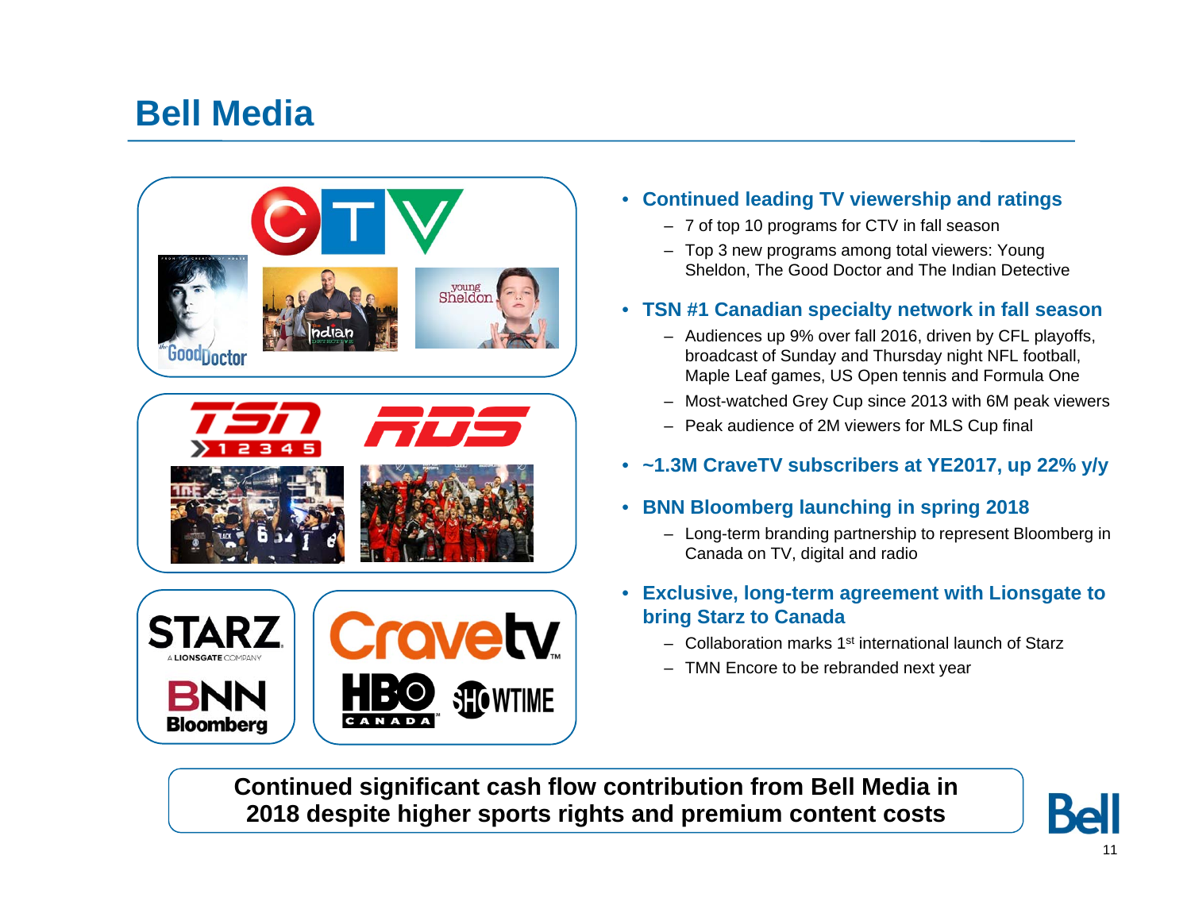# Bell Media

- **Continued leading TV viewership and ratings**
  - 7 of top 10 programs for CTV in fall season
  - Top 3 new programs among total viewers: Young Sheldon, The Good Doctor and The Indian Detective
- **TSN #1 Canadian specialty network in fall season**
  - Audiences up 9% over fall 2016, driven by CFL playoffs, broadcast of Sunday and Thursday night NFL football, Maple Leaf games, US Open tennis and Formula One
  - Most-watched Grey Cup since 2013 with 6M peak viewers
  - Peak audience of 2M viewers for MLS Cup final
- **~1.3M CraveTV subscribers at YE2017, up 22% y/y**
- **BNN Bloomberg launching in spring 2018**
  - Long-term branding partnership to represent Bloomberg in Canada on TV, digital and radio
- **Exclusive, long-term agreement with Lionsgate to bring Starz to Canada**
  - Collaboration marks 1st international launch of Starz
  - TMN Encore to be rebranded next year

**Continued significant cash flow contribution from Bell Media in 2018 despite higher sports rights and premium content costs**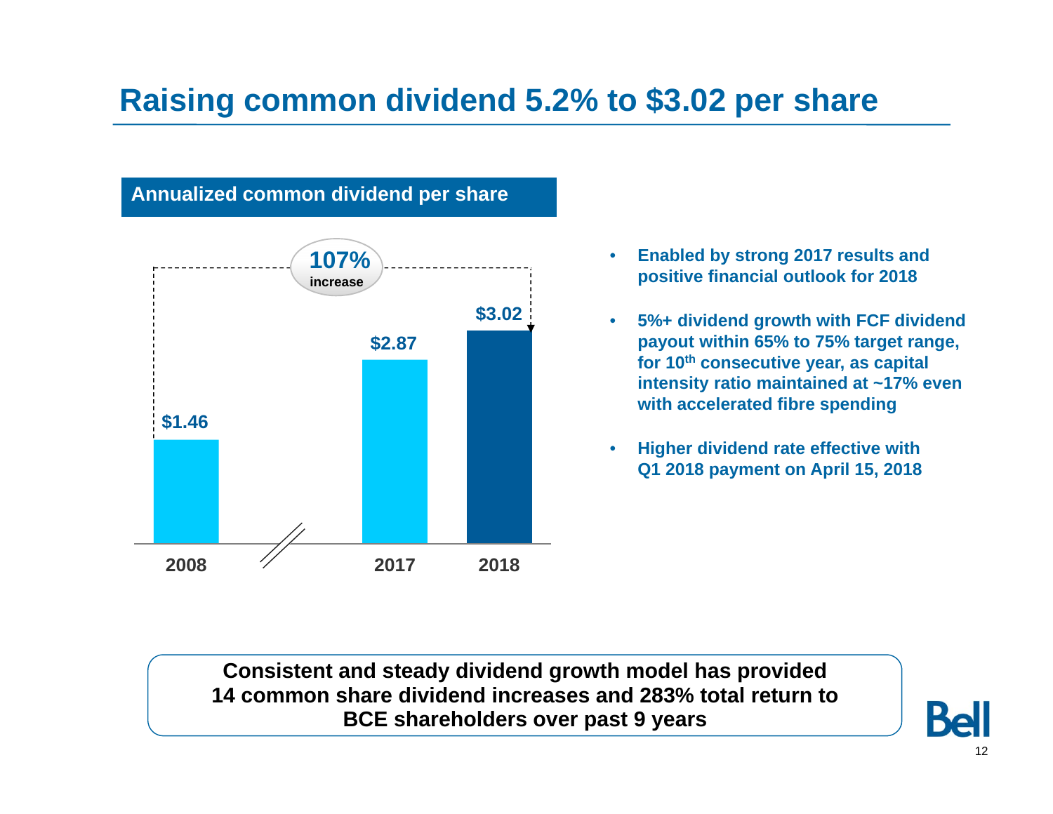# Raising common dividend 5.2% to $3.02 per share

## Annualized common dividend per share

| Year | Dividend |
| --- | --- |
| 2008 | $1.46 |
| 2017 | $2.87 |
| 2018 | $3.02 |

107% increase

- Enabled by strong 2017 results and positive financial outlook for 2018
- 5%+ dividend growth with FCF dividend payout within 65% to 75% target range, for 10th consecutive year, as capital intensity ratio maintained at ~17% even with accelerated fibre spending
- Higher dividend rate effective with Q1 2018 payment on April 15, 2018

**Consistent and steady dividend growth model has provided 14 common share dividend increases and 283% total return to BCE shareholders over past 9 years**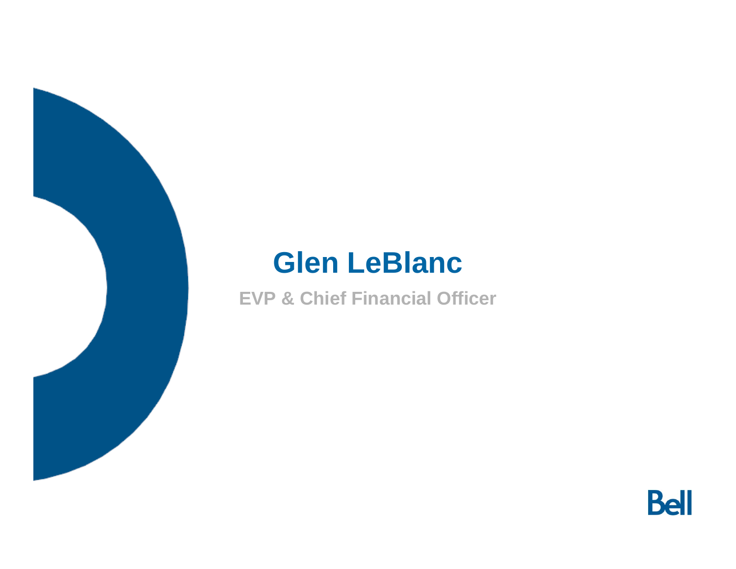# Glen LeBlanc

EVP & Chief Financial Officer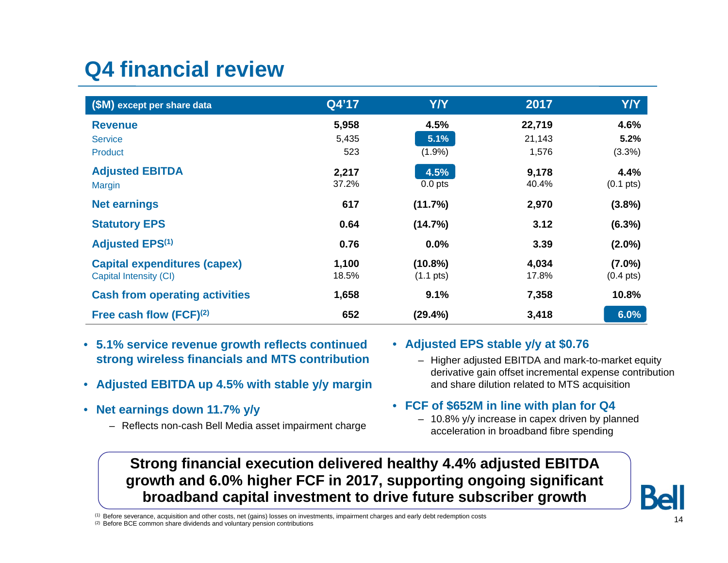# Q4 financial review

| ($M) except per share data | Q4'17 | Y/Y | 2017 | Y/Y |
|---|---|---|---|---|
| **Revenue** | **5,958** | **4.5%** | **22,719** | **4.6%** |
| Service | 5,435 | **5.1%** | 21,143 | **5.2%** |
| Product | 523 | (1.9%) | 1,576 | (3.3%) |
| **Adjusted EBITDA** | **2,217** | **4.5%** | **9,178** | **4.4%** |
| Margin | 37.2% | 0.0 pts | 40.4% | (0.1 pts) |
| **Net earnings** | **617** | **(11.7%)** | **2,970** | **(3.8%)** |
| **Statutory EPS** | **0.64** | **(14.7%)** | **3.12** | **(6.3%)** |
| **Adjusted EPS[1]** | **0.76** | **0.0%** | **3.39** | **(2.0%)** |
| **Capital expenditures (capex)** | **1,100** | **(10.8%)** | **4,034** | **(7.0%)** |
| Capital Intensity (CI) | 18.5% | (1.1 pts) | 17.8% | (0.4 pts) |
| **Cash from operating activities** | **1,658** | **9.1%** | **7,358** | **10.8%** |
| **Free cash flow (FCF)[2]** | **652** | **(29.4%)** | **3,418** | **6.0%** |

- **5.1% service revenue growth reflects continued strong wireless financials and MTS contribution**
- **Adjusted EBITDA up 4.5% with stable y/y margin**
- **Net earnings down 11.7% y/y**
  - Reflects non-cash Bell Media asset impairment charge
- **Adjusted EPS stable y/y at $0.76**
  - Higher adjusted EBITDA and mark-to-market equity derivative gain offset incremental expense contribution and share dilution related to MTS acquisition
- **FCF of $652M in line with plan for Q4**
  - 10.8% y/y increase in capex driven by planned acceleration in broadband fibre spending

**Strong financial execution delivered healthy 4.4% adjusted EBITDA growth and 6.0% higher FCF in 2017, supporting ongoing significant broadband capital investment to drive future subscriber growth**

Bell

[1] Before severance, acquisition and other costs, net (gains) losses on investments, impairment charges and early debt redemption costs
[2] Before BCE common share dividends and voluntary pension contributions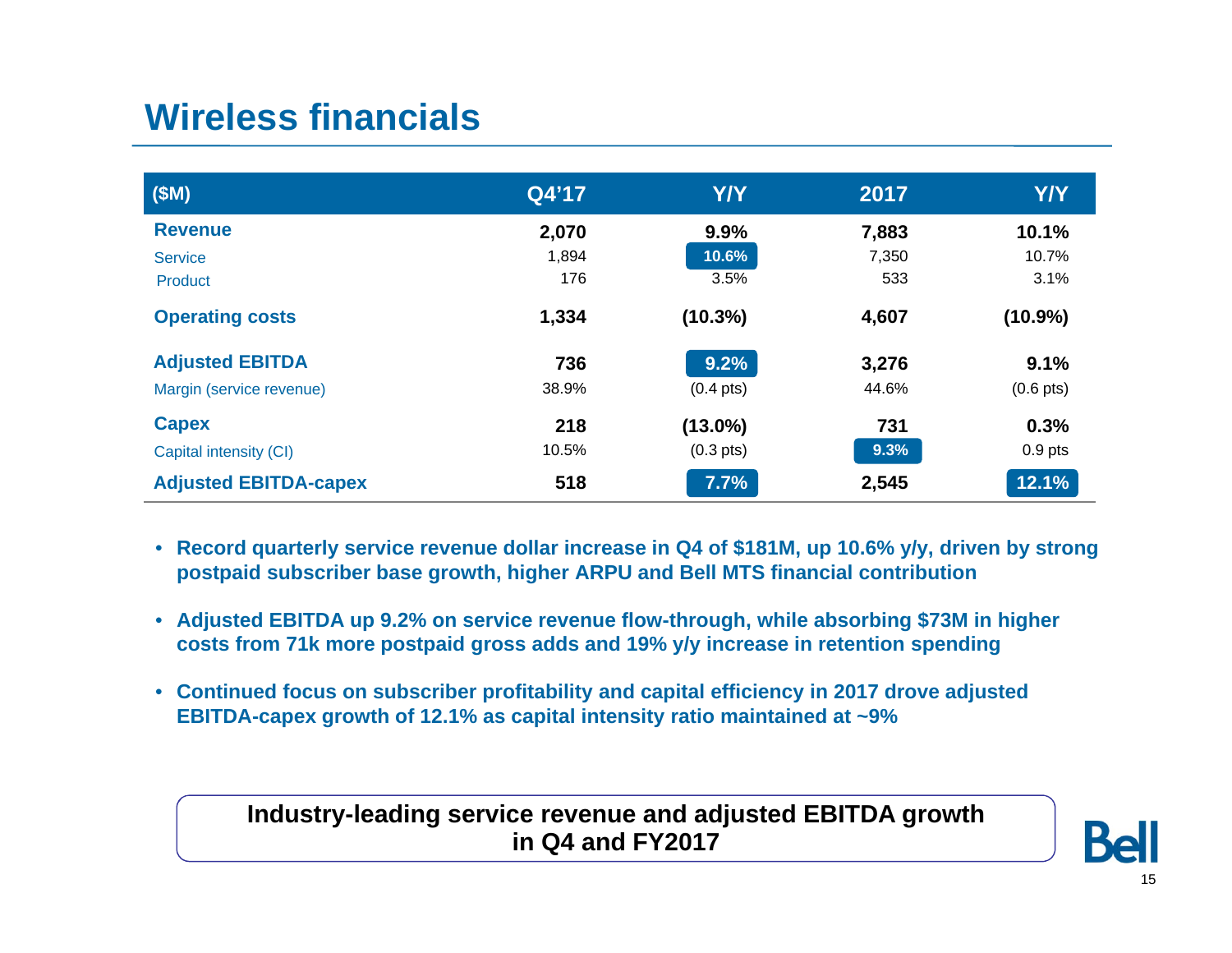# Wireless financials

| ($M) | Q4'17 | Y/Y | 2017 | Y/Y |
|---|---|---|---|---|
| **Revenue** | **2,070** | **9.9%** | **7,883** | **10.1%** |
| Service | 1,894 | 10.6% | 7,350 | 10.7% |
| Product | 176 | 3.5% | 533 | 3.1% |
| **Operating costs** | **1,334** | **(10.3%)** | **4,607** | **(10.9%)** |
| **Adjusted EBITDA** | **736** | **9.2%** | **3,276** | **9.1%** |
| Margin (service revenue) | 38.9% | (0.4 pts) | 44.6% | (0.6 pts) |
| **Capex** | **218** | **(13.0%)** | **731** | **0.3%** |
| Capital intensity (CI) | 10.5% | (0.3 pts) | 9.3% | 0.9 pts |
| **Adjusted EBITDA-capex** | **518** | **7.7%** | **2,545** | **12.1%** |

- **Record quarterly service revenue dollar increase in Q4 of $181M, up 10.6% y/y, driven by strong postpaid subscriber base growth, higher ARPU and Bell MTS financial contribution**
- **Adjusted EBITDA up 9.2% on service revenue flow-through, while absorbing $73M in higher costs from 71k more postpaid gross adds and 19% y/y increase in retention spending**
- **Continued focus on subscriber profitability and capital efficiency in 2017 drove adjusted EBITDA-capex growth of 12.1% as capital intensity ratio maintained at ~9%**

**Industry-leading service revenue and adjusted EBITDA growth in Q4 and FY2017**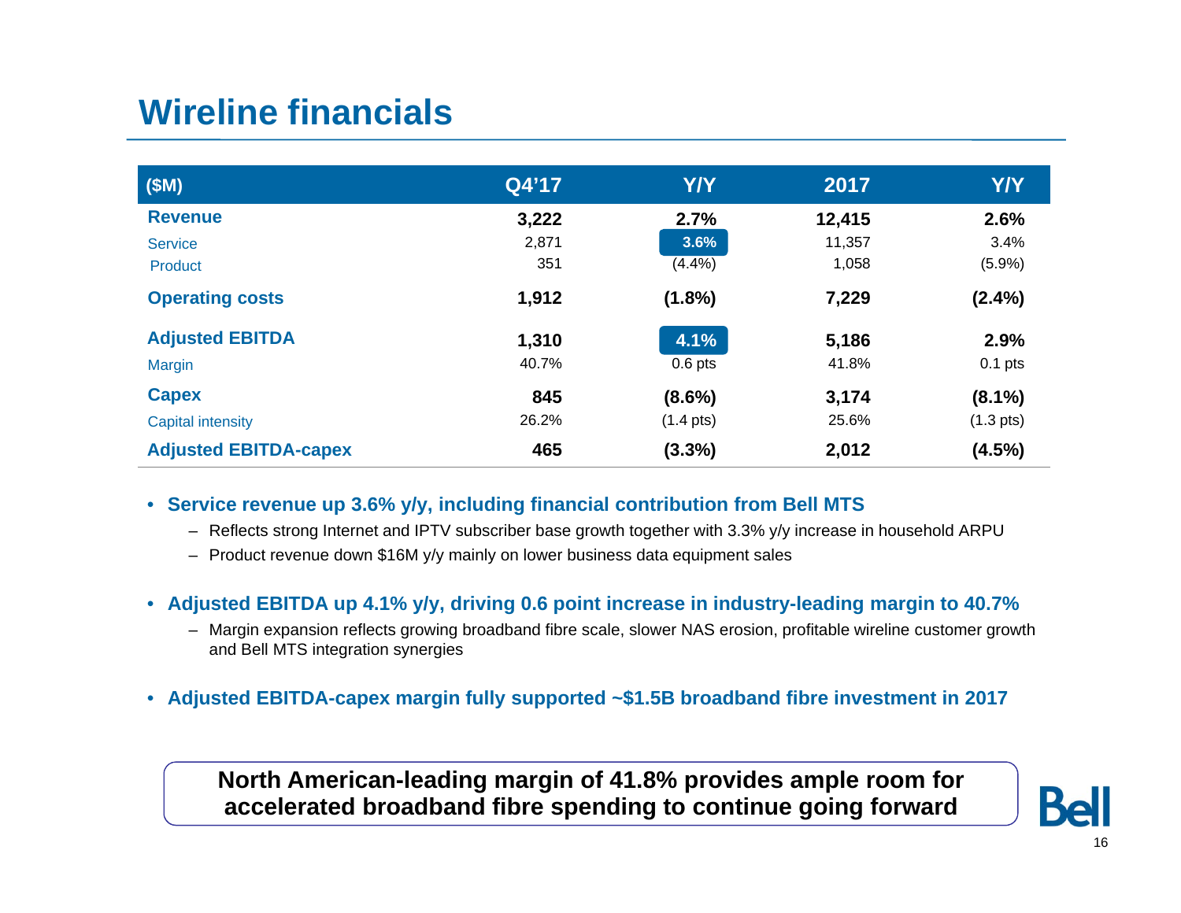# Wireline financials

| ($M) | Q4'17 | Y/Y | 2017 | Y/Y |
|---|---|---|---|---|
| **Revenue** | **3,222** | **2.7%** | **12,415** | **2.6%** |
| Service | 2,871 | 3.6% | 11,357 | 3.4% |
| Product | 351 | (4.4%) | 1,058 | (5.9%) |
| **Operating costs** | **1,912** | **(1.8%)** | **7,229** | **(2.4%)** |
| **Adjusted EBITDA** | **1,310** | **4.1%** | **5,186** | **2.9%** |
| Margin | 40.7% | 0.6 pts | 41.8% | 0.1 pts |
| **Capex** | **845** | **(8.6%)** | **3,174** | **(8.1%)** |
| Capital intensity | 26.2% | (1.4 pts) | 25.6% | (1.3 pts) |
| **Adjusted EBITDA-capex** | **465** | **(3.3%)** | **2,012** | **(4.5%)** |

- **Service revenue up 3.6% y/y, including financial contribution from Bell MTS**
  - Reflects strong Internet and IPTV subscriber base growth together with 3.3% y/y increase in household ARPU
  - Product revenue down $16M y/y mainly on lower business data equipment sales
- **Adjusted EBITDA up 4.1% y/y, driving 0.6 point increase in industry-leading margin to 40.7%**
  - Margin expansion reflects growing broadband fibre scale, slower NAS erosion, profitable wireline customer growth and Bell MTS integration synergies
- **Adjusted EBITDA-capex margin fully supported ~$1.5B broadband fibre investment in 2017**

**North American-leading margin of 41.8% provides ample room for accelerated broadband fibre spending to continue going forward**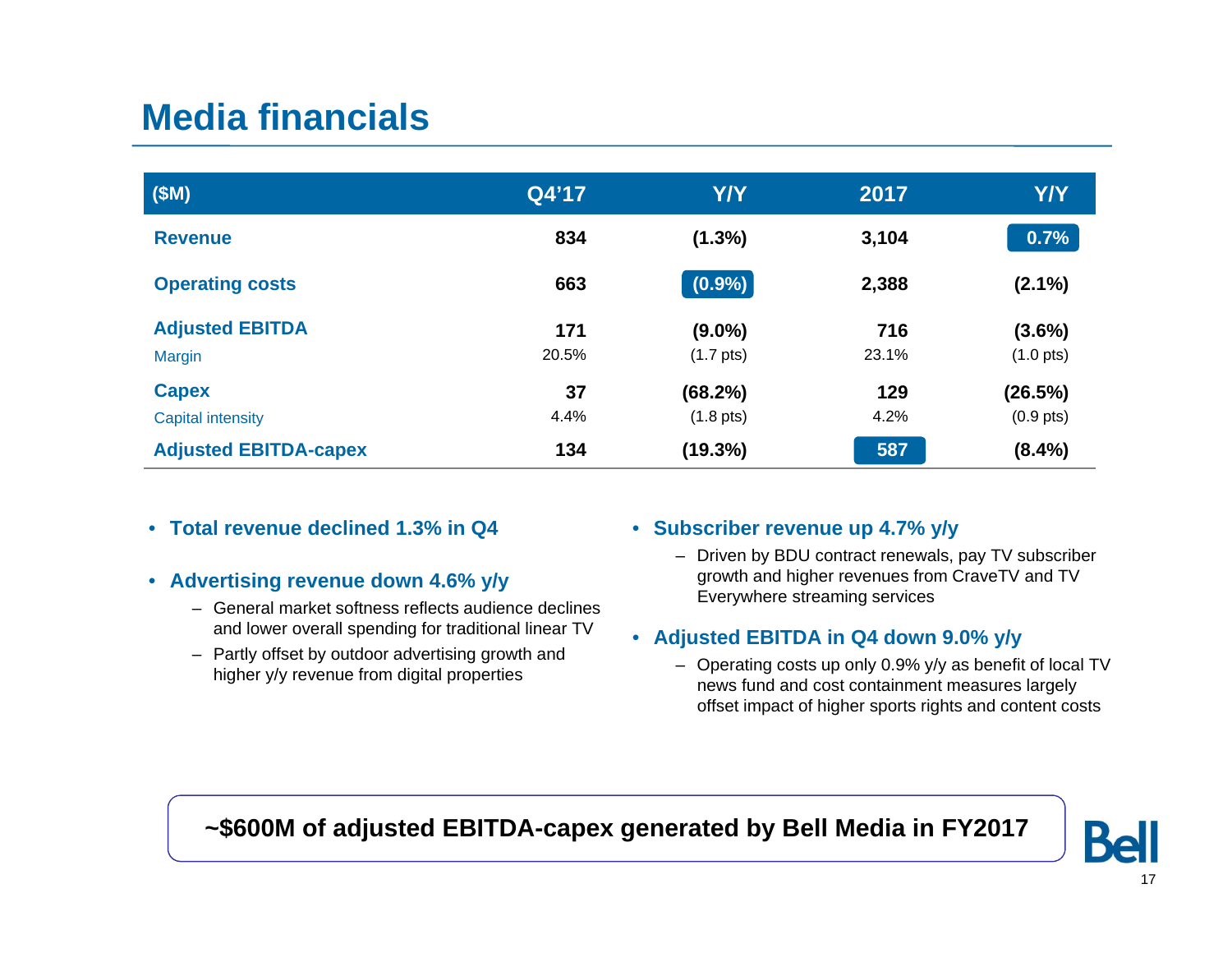# Media financials

| ($M) | Q4'17 | Y/Y | 2017 | Y/Y |
|---|---|---|---|---|
| **Revenue** | **834** | **(1.3%)** | **3,104** | **0.7%** |
| **Operating costs** | **663** | **(0.9%)** | **2,388** | **(2.1%)** |
| **Adjusted EBITDA** | **171** | **(9.0%)** | **716** | **(3.6%)** |
| Margin | 20.5% | (1.7 pts) | 23.1% | (1.0 pts) |
| **Capex** | **37** | **(68.2%)** | **129** | **(26.5%)** |
| Capital intensity | 4.4% | (1.8 pts) | 4.2% | (0.9 pts) |
| **Adjusted EBITDA-capex** | **134** | **(19.3%)** | **587** | **(8.4%)** |

- **Total revenue declined 1.3% in Q4**
- **Advertising revenue down 4.6% y/y**
  - General market softness reflects audience declines and lower overall spending for traditional linear TV
  - Partly offset by outdoor advertising growth and higher y/y revenue from digital properties
- **Subscriber revenue up 4.7% y/y**
  - Driven by BDU contract renewals, pay TV subscriber growth and higher revenues from CraveTV and TV Everywhere streaming services
- **Adjusted EBITDA in Q4 down 9.0% y/y**
  - Operating costs up only 0.9% y/y as benefit of local TV news fund and cost containment measures largely offset impact of higher sports rights and content costs

**~$600M of adjusted EBITDA-capex generated by Bell Media in FY2017**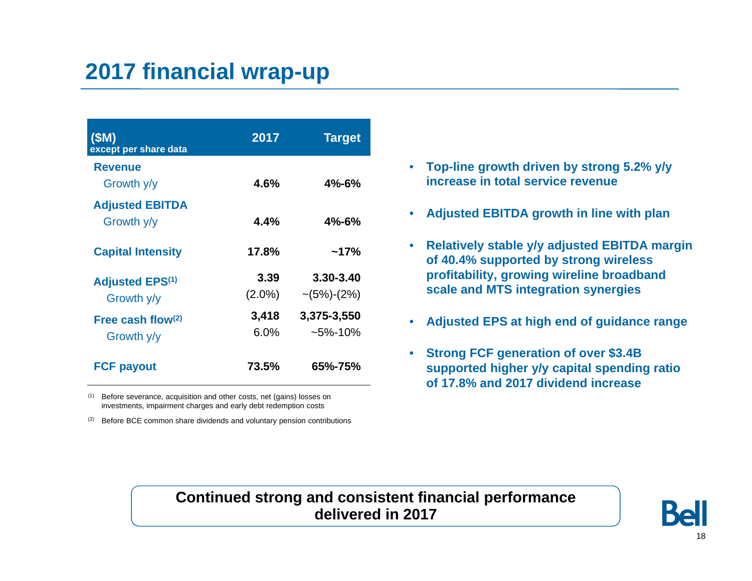# 2017 financial wrap-up

| ($M) except per share data | 2017 | Target |
|---|---|---|
| **Revenue** | | |
| Growth y/y | **4.6%** | **4%-6%** |
| **Adjusted EBITDA** | | |
| Growth y/y | **4.4%** | **4%-6%** |
| **Capital Intensity** | **17.8%** | **~17%** |
| **Adjusted EPS**[(1)] | **3.39** | **3.30-3.40** |
| Growth y/y | (2.0%) | ~(5%)-(2%) |
| **Free cash flow**[(2)] | **3,418** | **3,375-3,550** |
| Growth y/y | 6.0% | ~5%-10% |
| **FCF payout** | **73.5%** | **65%-75%** |

(1) Before severance, acquisition and other costs, net (gains) losses on investments, impairment charges and early debt redemption costs

(2) Before BCE common share dividends and voluntary pension contributions

- **Top-line growth driven by strong 5.2% y/y increase in total service revenue**
- **Adjusted EBITDA growth in line with plan**
- **Relatively stable y/y adjusted EBITDA margin of 40.4% supported by strong wireless profitability, growing wireline broadband scale and MTS integration synergies**
- **Adjusted EPS at high end of guidance range**
- **Strong FCF generation of over $3.4B supported higher y/y capital spending ratio of 17.8% and 2017 dividend increase**

**Continued strong and consistent financial performance delivered in 2017**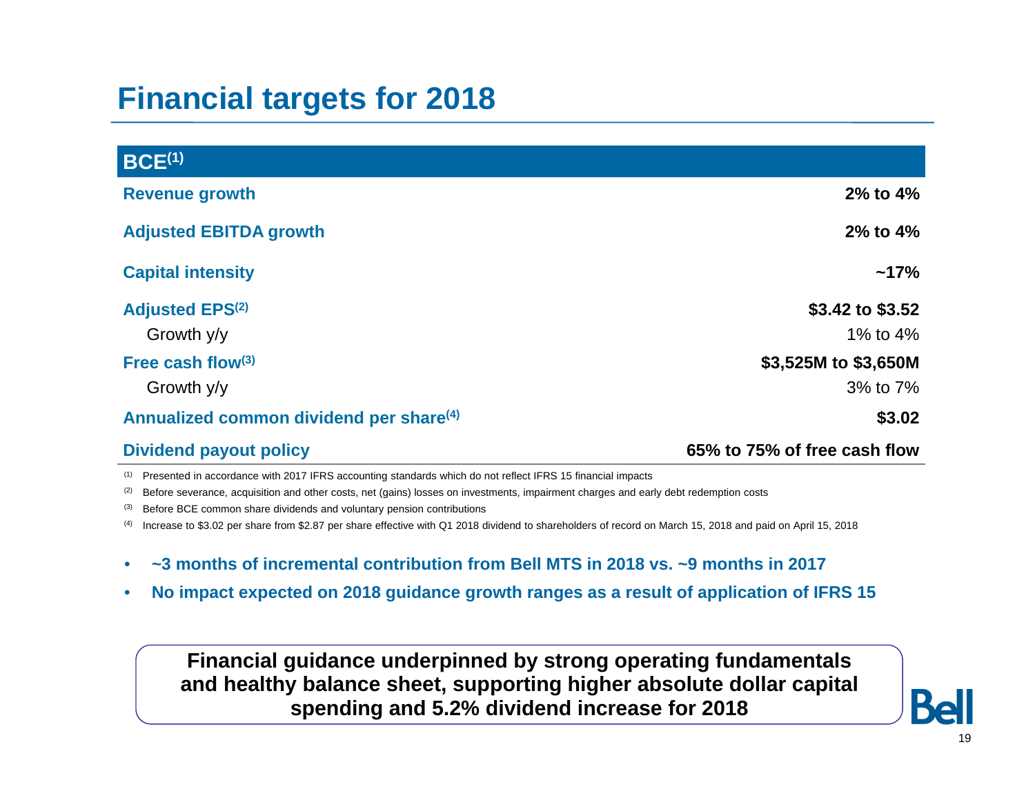# Financial targets for 2018

| BCE[1] | |
|---|---|
| **Revenue growth** | **2% to 4%** |
| **Adjusted EBITDA growth** | **2% to 4%** |
| **Capital intensity** | **~17%** |
| **Adjusted EPS[2]** | **$3.42 to $3.52** |
| Growth y/y | 1% to 4% |
| **Free cash flow[3]** | **$3,525M to $3,650M** |
| Growth y/y | 3% to 7% |
| **Annualized common dividend per share[4]** | **$3.02** |
| **Dividend payout policy** | **65% to 75% of free cash flow** |

(1) Presented in accordance with 2017 IFRS accounting standards which do not reflect IFRS 15 financial impacts

(2) Before severance, acquisition and other costs, net (gains) losses on investments, impairment charges and early debt redemption costs

(3) Before BCE common share dividends and voluntary pension contributions

(4) Increase to $3.02 per share from $2.87 per share effective with Q1 2018 dividend to shareholders of record on March 15, 2018 and paid on April 15, 2018

- **~3 months of incremental contribution from Bell MTS in 2018 vs. ~9 months in 2017**
- **No impact expected on 2018 guidance growth ranges as a result of application of IFRS 15**

**Financial guidance underpinned by strong operating fundamentals and healthy balance sheet, supporting higher absolute dollar capital spending and 5.2% dividend increase for 2018**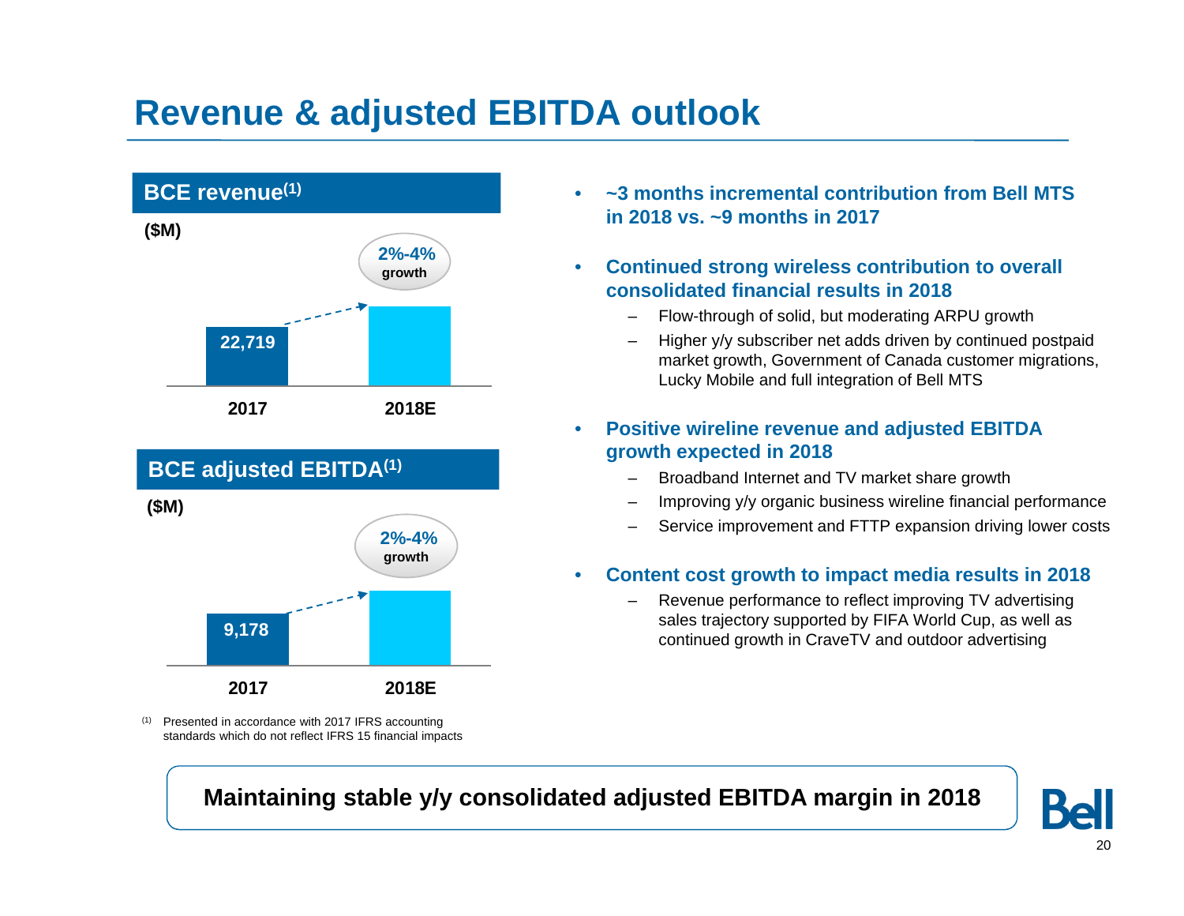# Revenue & adjusted EBITDA outlook

## BCE revenue[1]

($M)

| | 2017 | 2018E |
|---|---|---|
| BCE revenue | 22,719 | 2%-4% growth |

## BCE adjusted EBITDA[1]

($M)

| | 2017 | 2018E |
|---|---|---|
| BCE adjusted EBITDA | 9,178 | 2%-4% growth |

(1) Presented in accordance with 2017 IFRS accounting standards which do not reflect IFRS 15 financial impacts

- **~3 months incremental contribution from Bell MTS in 2018 vs. ~9 months in 2017**
- **Continued strong wireless contribution to overall consolidated financial results in 2018**
  - Flow-through of solid, but moderating ARPU growth
  - Higher y/y subscriber net adds driven by continued postpaid market growth, Government of Canada customer migrations, Lucky Mobile and full integration of Bell MTS
- **Positive wireline revenue and adjusted EBITDA growth expected in 2018**
  - Broadband Internet and TV market share growth
  - Improving y/y organic business wireline financial performance
  - Service improvement and FTTP expansion driving lower costs
- **Content cost growth to impact media results in 2018**
  - Revenue performance to reflect improving TV advertising sales trajectory supported by FIFA World Cup, as well as continued growth in CraveTV and outdoor advertising

**Maintaining stable y/y consolidated adjusted EBITDA margin in 2018**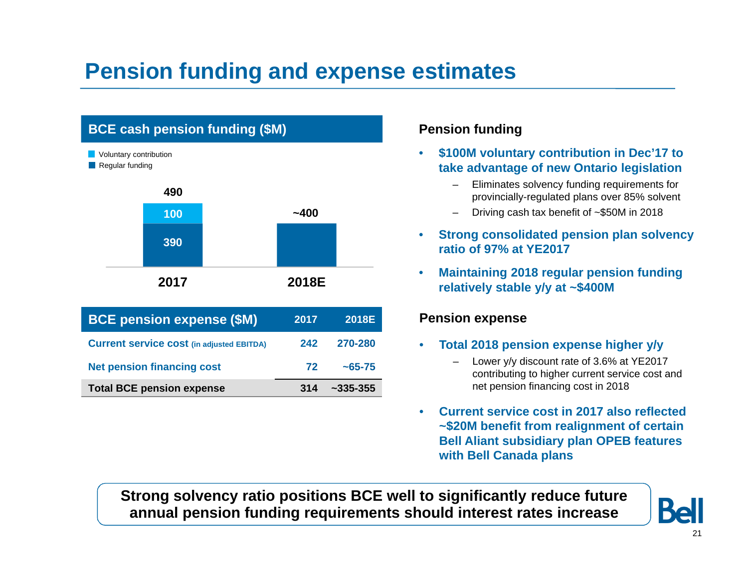# Pension funding and expense estimates

## BCE cash pension funding ($M)

| | 2017 | 2018E |
|---|---|---|
| Voluntary contribution | 100 | |
| Regular funding | 390 | ~400 |
| Total | 490 | ~400 |

| BCE pension expense ($M) | 2017 | 2018E |
|---|---|---|
| Current service cost (in adjusted EBITDA) | 242 | 270-280 |
| Net pension financing cost | 72 | ~65-75 |
| **Total BCE pension expense** | **314** | **~335-355** |

### Pension funding

- **$100M voluntary contribution in Dec'17 to take advantage of new Ontario legislation**
  - Eliminates solvency funding requirements for provincially-regulated plans over 85% solvent
  - Driving cash tax benefit of ~$50M in 2018
- **Strong consolidated pension plan solvency ratio of 97% at YE2017**
- **Maintaining 2018 regular pension funding relatively stable y/y at ~$400M**

### Pension expense

- **Total 2018 pension expense higher y/y**
  - Lower y/y discount rate of 3.6% at YE2017 contributing to higher current service cost and net pension financing cost in 2018
- **Current service cost in 2017 also reflected ~$20M benefit from realignment of certain Bell Aliant subsidiary plan OPEB features with Bell Canada plans**

**Strong solvency ratio positions BCE well to significantly reduce future annual pension funding requirements should interest rates increase**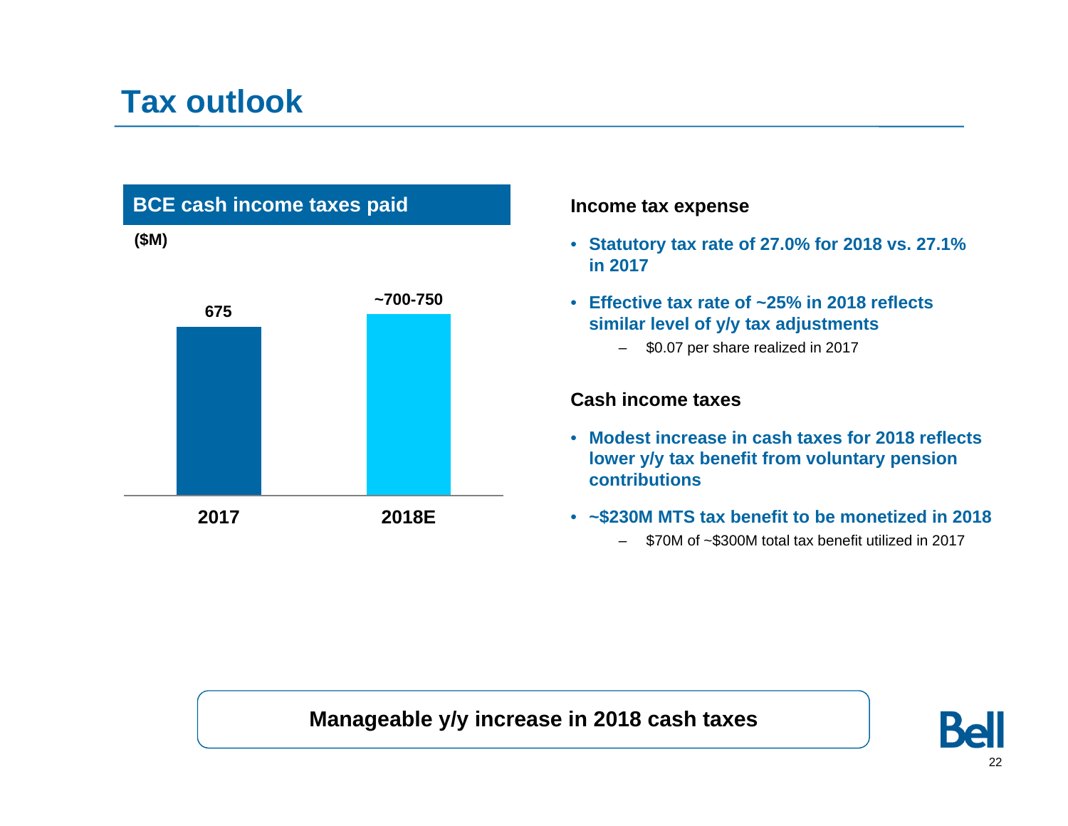# Tax outlook

## BCE cash income taxes paid

($M)

| 2017 | 2018E |
|---|---|
| 675 | ~700-750 |

**Income tax expense**

- **Statutory tax rate of 27.0% for 2018 vs. 27.1% in 2017**
- **Effective tax rate of ~25% in 2018 reflects similar level of y/y tax adjustments**
  - $0.07 per share realized in 2017

**Cash income taxes**

- **Modest increase in cash taxes for 2018 reflects lower y/y tax benefit from voluntary pension contributions**
- **~$230M MTS tax benefit to be monetized in 2018**
  - $70M of ~$300M total tax benefit utilized in 2017

**Manageable y/y increase in 2018 cash taxes**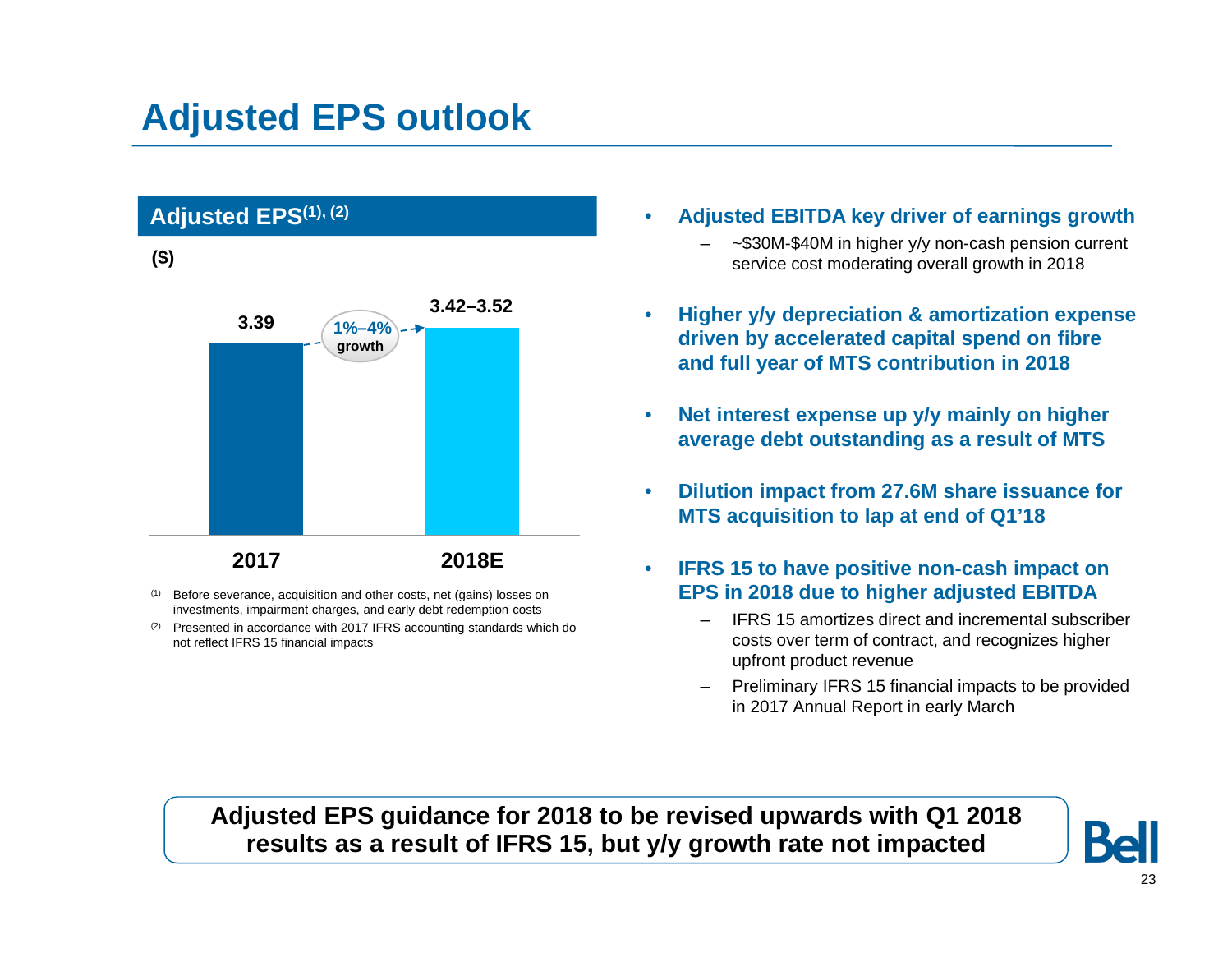# Adjusted EPS outlook

## Adjusted EPS[(1), (2)]

($)

| | 2017 | 2018E |
|---|---|---|
| Adjusted EPS | 3.39 | 3.42–3.52 |

1%–4% growth

(1) Before severance, acquisition and other costs, net (gains) losses on investments, impairment charges, and early debt redemption costs

(2) Presented in accordance with 2017 IFRS accounting standards which do not reflect IFRS 15 financial impacts

- **Adjusted EBITDA key driver of earnings growth**
  - ~$30M-$40M in higher y/y non-cash pension current service cost moderating overall growth in 2018
- **Higher y/y depreciation & amortization expense driven by accelerated capital spend on fibre and full year of MTS contribution in 2018**
- **Net interest expense up y/y mainly on higher average debt outstanding as a result of MTS**
- **Dilution impact from 27.6M share issuance for MTS acquisition to lap at end of Q1'18**
- **IFRS 15 to have positive non-cash impact on EPS in 2018 due to higher adjusted EBITDA**
  - IFRS 15 amortizes direct and incremental subscriber costs over term of contract, and recognizes higher upfront product revenue
  - Preliminary IFRS 15 financial impacts to be provided in 2017 Annual Report in early March

**Adjusted EPS guidance for 2018 to be revised upwards with Q1 2018 results as a result of IFRS 15, but y/y growth rate not impacted**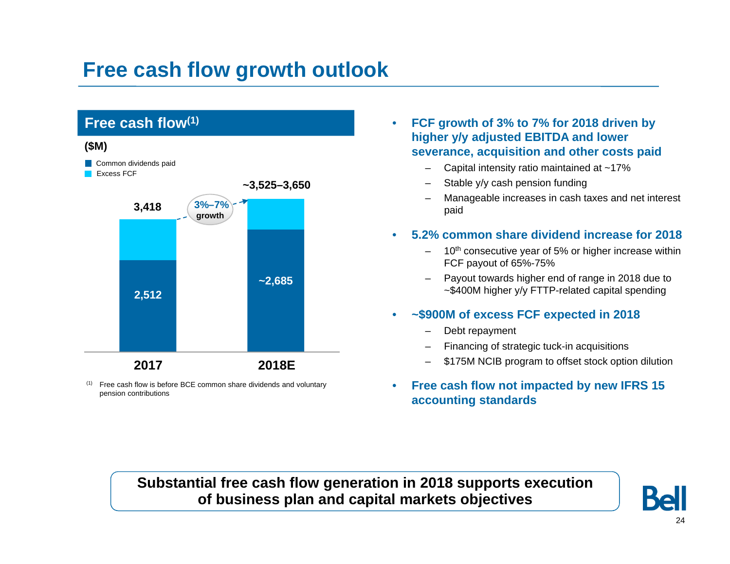# Free cash flow growth outlook

## Free cash flow[(1)]

($M)

| | 2017 | 2018E |
|---|---|---|
| Common dividends paid | 2,512 | ~2,685 |
| Excess FCF | | |
| Total | 3,418 | ~3,525–3,650 |

3%–7% growth

(1) Free cash flow is before BCE common share dividends and voluntary pension contributions

- **FCF growth of 3% to 7% for 2018 driven by higher y/y adjusted EBITDA and lower severance, acquisition and other costs paid**
  - Capital intensity ratio maintained at ~17%
  - Stable y/y cash pension funding
  - Manageable increases in cash taxes and net interest paid
- **5.2% common share dividend increase for 2018**
  - 10th consecutive year of 5% or higher increase within FCF payout of 65%-75%
  - Payout towards higher end of range in 2018 due to ~$400M higher y/y FTTP-related capital spending
- **~$900M of excess FCF expected in 2018**
  - Debt repayment
  - Financing of strategic tuck-in acquisitions
  - $175M NCIB program to offset stock option dilution
- **Free cash flow not impacted by new IFRS 15 accounting standards**

**Substantial free cash flow generation in 2018 supports execution of business plan and capital markets objectives**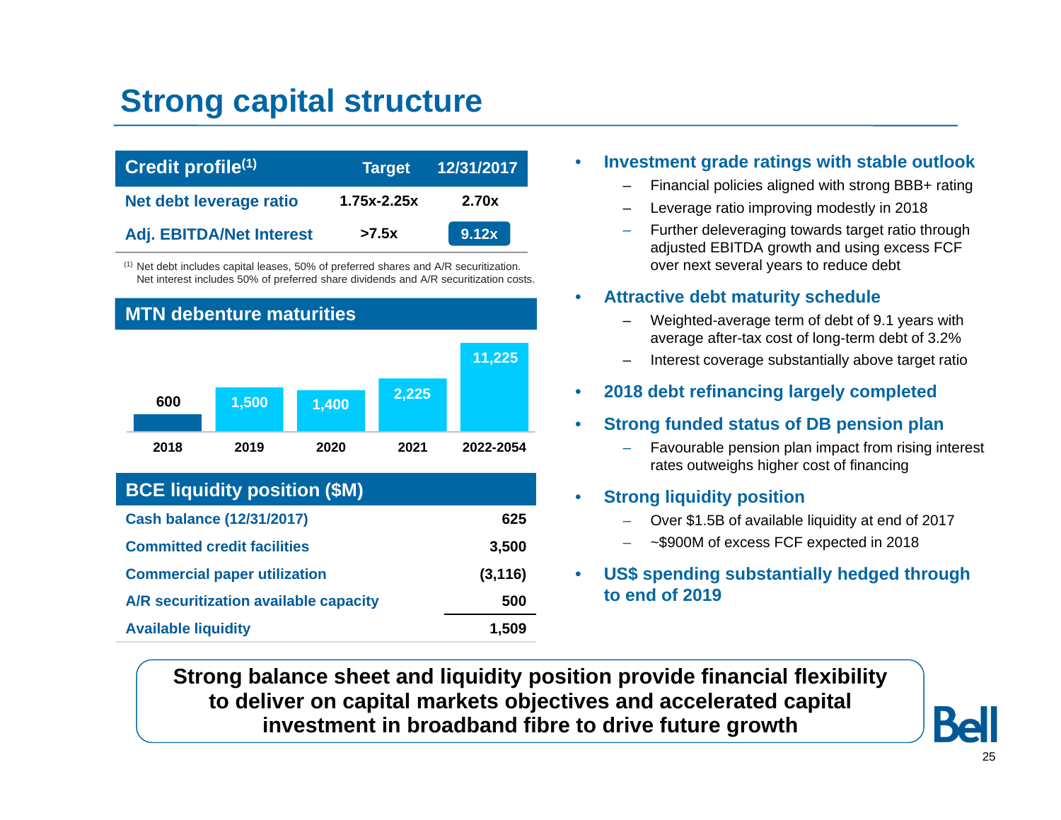# Strong capital structure

| Credit profile[1] | Target | 12/31/2017 |
|---|---|---|
| Net debt leverage ratio | 1.75x-2.25x | 2.70x |
| Adj. EBITDA/Net Interest | >7.5x | 9.12x |

(1) Net debt includes capital leases, 50% of preferred shares and A/R securitization. Net interest includes 50% of preferred share dividends and A/R securitization costs.

## MTN debenture maturities

600
1,500
1,400
2,225
11,225
2018
2019
2020
2021
2022-2054

| BCE liquidity position ($M) | |
|---|---|
| Cash balance (12/31/2017) | 625 |
| Committed credit facilities | 3,500 |
| Commercial paper utilization | (3,116) |
| A/R securitization available capacity | 500 |
| Available liquidity | 1,509 |

- **Investment grade ratings with stable outlook**
  - Financial policies aligned with strong BBB+ rating
  - Leverage ratio improving modestly in 2018
  - Further deleveraging towards target ratio through adjusted EBITDA growth and using excess FCF over next several years to reduce debt
- **Attractive debt maturity schedule**
  - Weighted-average term of debt of 9.1 years with average after-tax cost of long-term debt of 3.2%
  - Interest coverage substantially above target ratio
- **2018 debt refinancing largely completed**
- **Strong funded status of DB pension plan**
  - Favourable pension plan impact from rising interest rates outweighs higher cost of financing
- **Strong liquidity position**
  - Over $1.5B of available liquidity at end of 2017
  - ~$900M of excess FCF expected in 2018
- **US$ spending substantially hedged through to end of 2019**

**Strong balance sheet and liquidity position provide financial flexibility to deliver on capital markets objectives and accelerated capital investment in broadband fibre to drive future growth**